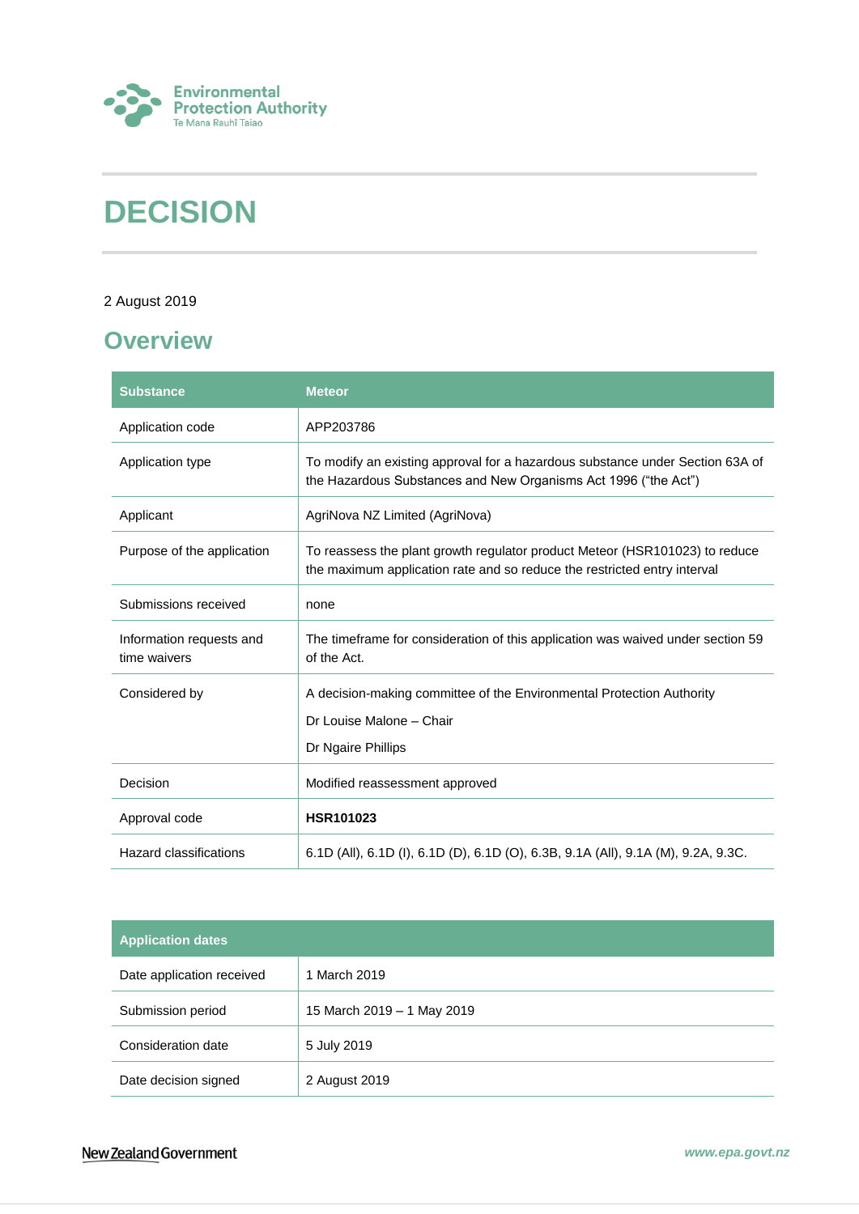# DECISION

2 August 2019

## Overview

| Substance | Meteor |
|---|---|
| Application code | APP203786 |
| Application type | To modify an existing approval for a hazardous substance under Section 63A of the Hazardous Substances and New Organisms Act 1996 ("the Act") |
| Applicant | AgriNova NZ Limited (AgriNova) |
| Purpose of the application | To reassess the plant growth regulator product Meteor (HSR101023) to reduce the maximum application rate and so reduce the restricted entry interval |
| Submissions received | none |
| Information requests and time waivers | The timeframe for consideration of this application was waived under section 59 of the Act. |
| Considered by | A decision-making committee of the Environmental Protection Authority<br>Dr Louise Malone – Chair<br>Dr Ngaire Phillips |
| Decision | Modified reassessment approved |
| Approval code | **HSR101023** |
| Hazard classifications | 6.1D (All), 6.1D (I), 6.1D (D), 6.1D (O), 6.3B, 9.1A (All), 9.1A (M), 9.2A, 9.3C. |

| Application dates | |
|---|---|
| Date application received | 1 March 2019 |
| Submission period | 15 March 2019 – 1 May 2019 |
| Consideration date | 5 July 2019 |
| Date decision signed | 2 August 2019 |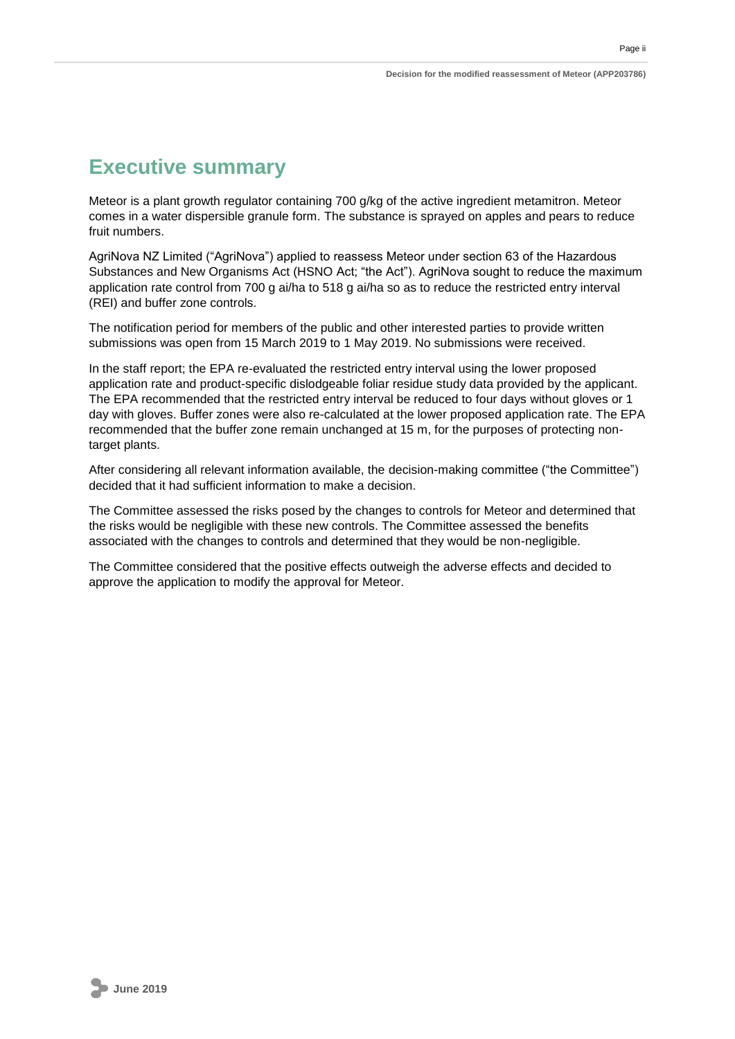# Executive summary

Meteor is a plant growth regulator containing 700 g/kg of the active ingredient metamitron. Meteor comes in a water dispersible granule form. The substance is sprayed on apples and pears to reduce fruit numbers.

AgriNova NZ Limited ("AgriNova") applied to reassess Meteor under section 63 of the Hazardous Substances and New Organisms Act (HSNO Act; "the Act"). AgriNova sought to reduce the maximum application rate control from 700 g ai/ha to 518 g ai/ha so as to reduce the restricted entry interval (REI) and buffer zone controls.

The notification period for members of the public and other interested parties to provide written submissions was open from 15 March 2019 to 1 May 2019. No submissions were received.

In the staff report; the EPA re-evaluated the restricted entry interval using the lower proposed application rate and product-specific dislodgeable foliar residue study data provided by the applicant. The EPA recommended that the restricted entry interval be reduced to four days without gloves or 1 day with gloves. Buffer zones were also re-calculated at the lower proposed application rate. The EPA recommended that the buffer zone remain unchanged at 15 m, for the purposes of protecting non-target plants.

After considering all relevant information available, the decision-making committee ("the Committee") decided that it had sufficient information to make a decision.

The Committee assessed the risks posed by the changes to controls for Meteor and determined that the risks would be negligible with these new controls. The Committee assessed the benefits associated with the changes to controls and determined that they would be non-negligible.

The Committee considered that the positive effects outweigh the adverse effects and decided to approve the application to modify the approval for Meteor.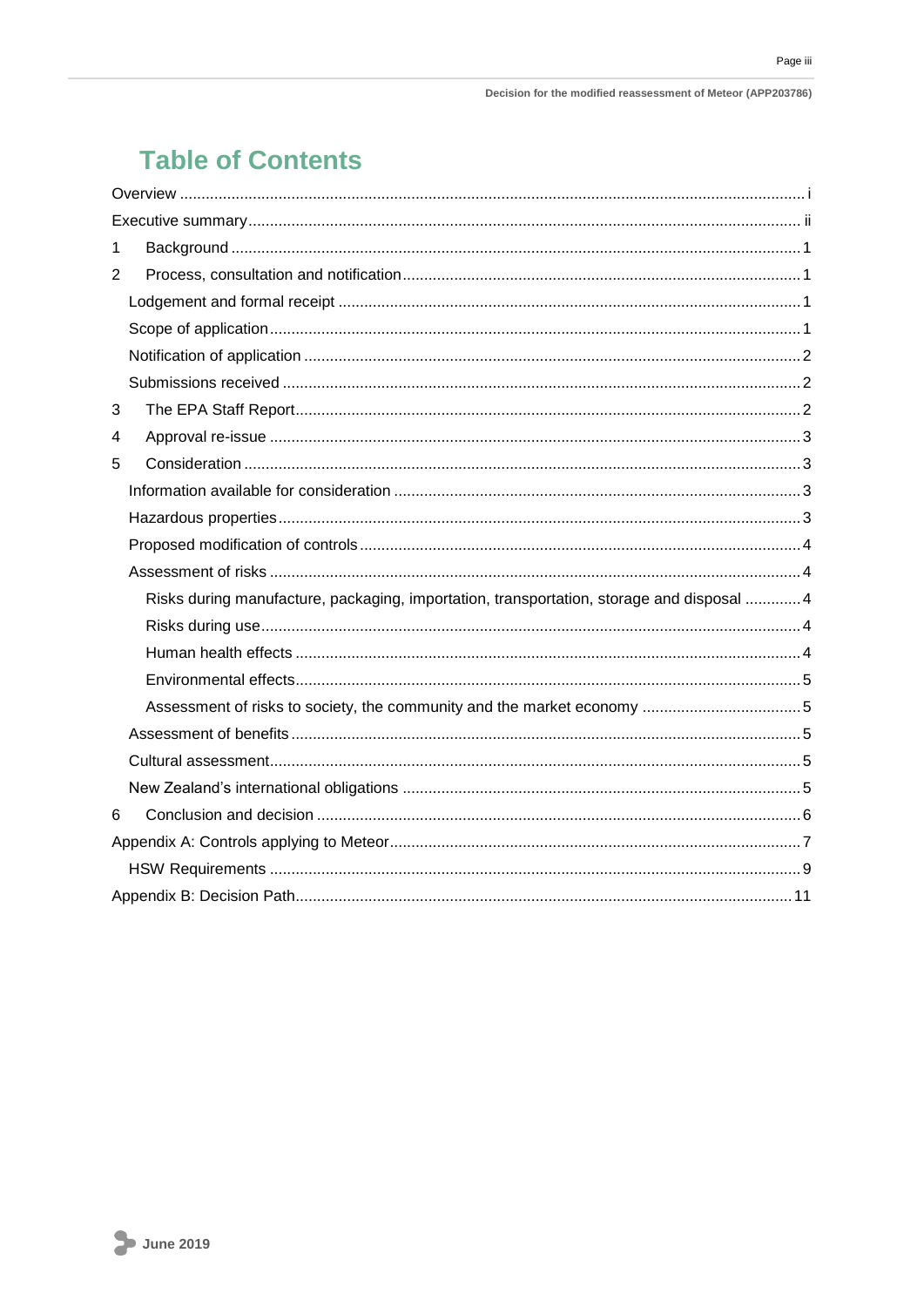# Table of Contents

Overview ............................................................ i

Executive summary ............................................................ ii

1 Background ............................................................ 1

2 Process, consultation and notification ............................................................ 1

- Lodgement and formal receipt ............................................................ 1
- Scope of application ............................................................ 1
- Notification of application ............................................................ 2
- Submissions received ............................................................ 2

3 The EPA Staff Report ............................................................ 2

4 Approval re-issue ............................................................ 3

5 Consideration ............................................................ 3

- Information available for consideration ............................................................ 3
- Hazardous properties ............................................................ 3
- Proposed modification of controls ............................................................ 4
- Assessment of risks ............................................................ 4
  - Risks during manufacture, packaging, importation, transportation, storage and disposal ............................................................ 4
  - Risks during use ............................................................ 4
  - Human health effects ............................................................ 4
  - Environmental effects ............................................................ 5
  - Assessment of risks to society, the community and the market economy ............................................................ 5
- Assessment of benefits ............................................................ 5
- Cultural assessment ............................................................ 5
- New Zealand's international obligations ............................................................ 5

6 Conclusion and decision ............................................................ 6

Appendix A: Controls applying to Meteor ............................................................ 7

- HSW Requirements ............................................................ 9

Appendix B: Decision Path ............................................................ 11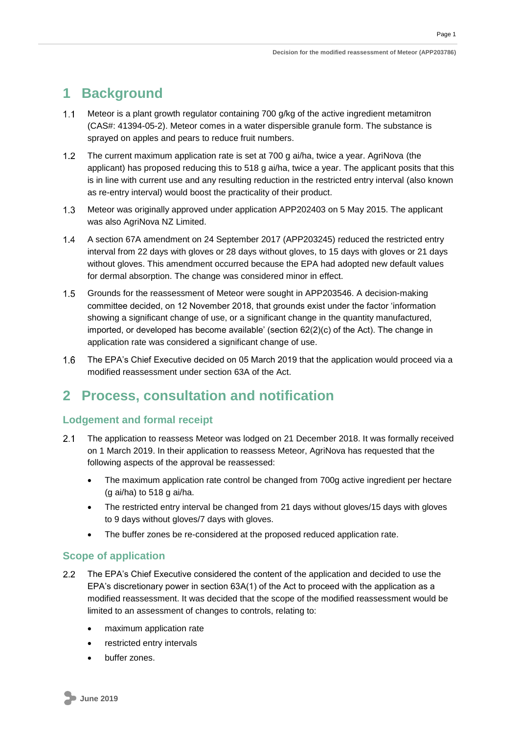# 1 Background

1.1 Meteor is a plant growth regulator containing 700 g/kg of the active ingredient metamitron (CAS#: 41394-05-2). Meteor comes in a water dispersible granule form. The substance is sprayed on apples and pears to reduce fruit numbers.

1.2 The current maximum application rate is set at 700 g ai/ha, twice a year. AgriNova (the applicant) has proposed reducing this to 518 g ai/ha, twice a year. The applicant posits that this is in line with current use and any resulting reduction in the restricted entry interval (also known as re-entry interval) would boost the practicality of their product.

1.3 Meteor was originally approved under application APP202403 on 5 May 2015. The applicant was also AgriNova NZ Limited.

1.4 A section 67A amendment on 24 September 2017 (APP203245) reduced the restricted entry interval from 22 days with gloves or 28 days without gloves, to 15 days with gloves or 21 days without gloves. This amendment occurred because the EPA had adopted new default values for dermal absorption. The change was considered minor in effect.

1.5 Grounds for the reassessment of Meteor were sought in APP203546. A decision-making committee decided, on 12 November 2018, that grounds exist under the factor 'information showing a significant change of use, or a significant change in the quantity manufactured, imported, or developed has become available' (section 62(2)(c) of the Act). The change in application rate was considered a significant change of use.

1.6 The EPA's Chief Executive decided on 05 March 2019 that the application would proceed via a modified reassessment under section 63A of the Act.

# 2 Process, consultation and notification

## Lodgement and formal receipt

2.1 The application to reassess Meteor was lodged on 21 December 2018. It was formally received on 1 March 2019. In their application to reassess Meteor, AgriNova has requested that the following aspects of the approval be reassessed:

- The maximum application rate control be changed from 700g active ingredient per hectare (g ai/ha) to 518 g ai/ha.
- The restricted entry interval be changed from 21 days without gloves/15 days with gloves to 9 days without gloves/7 days with gloves.
- The buffer zones be re-considered at the proposed reduced application rate.

## Scope of application

2.2 The EPA's Chief Executive considered the content of the application and decided to use the EPA's discretionary power in section 63A(1) of the Act to proceed with the application as a modified reassessment. It was decided that the scope of the modified reassessment would be limited to an assessment of changes to controls, relating to:

- maximum application rate
- restricted entry intervals
- buffer zones.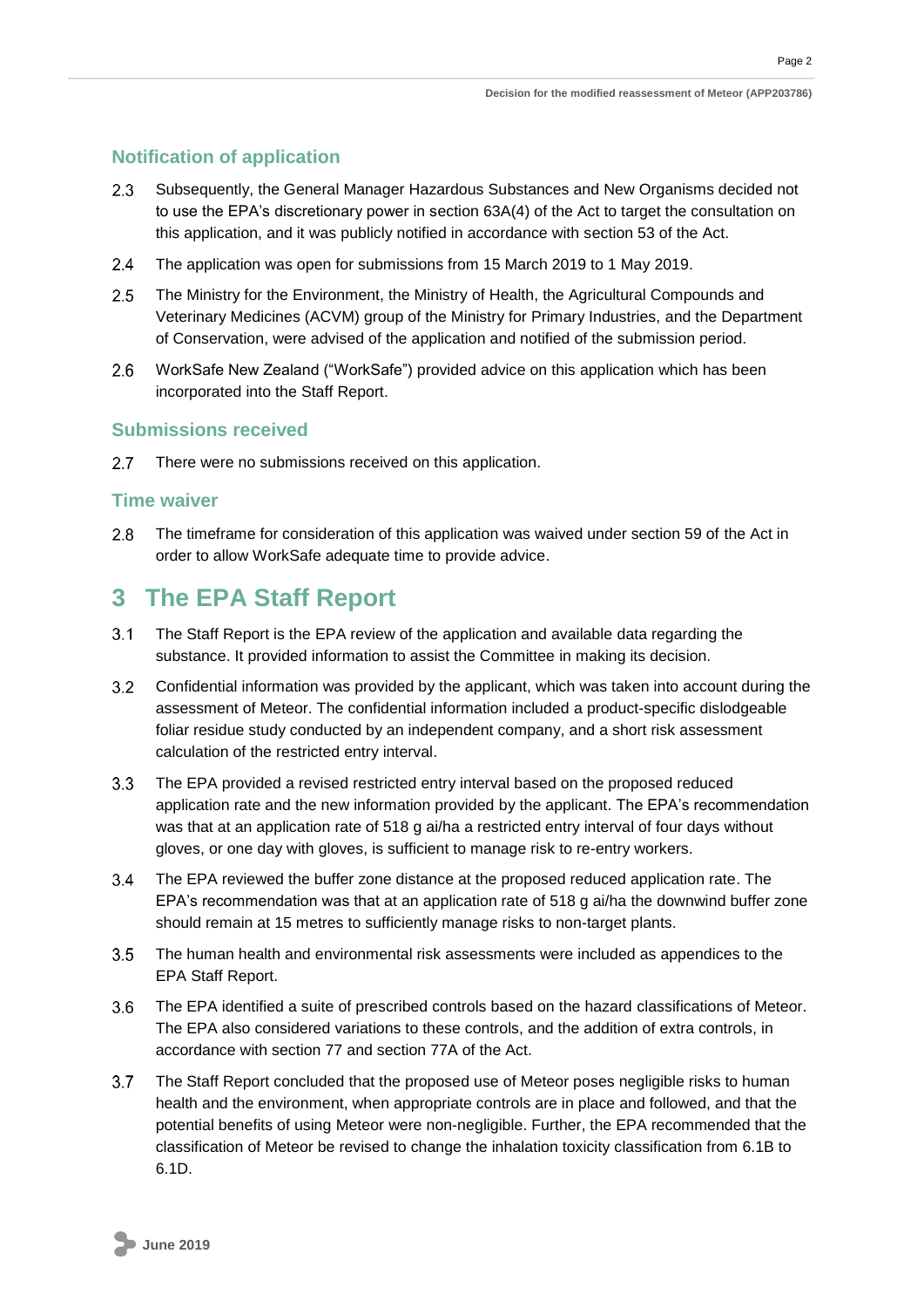### Notification of application

2.3 Subsequently, the General Manager Hazardous Substances and New Organisms decided not to use the EPA's discretionary power in section 63A(4) of the Act to target the consultation on this application, and it was publicly notified in accordance with section 53 of the Act.

2.4 The application was open for submissions from 15 March 2019 to 1 May 2019.

2.5 The Ministry for the Environment, the Ministry of Health, the Agricultural Compounds and Veterinary Medicines (ACVM) group of the Ministry for Primary Industries, and the Department of Conservation, were advised of the application and notified of the submission period.

2.6 WorkSafe New Zealand ("WorkSafe") provided advice on this application which has been incorporated into the Staff Report.

### Submissions received

2.7 There were no submissions received on this application.

### Time waiver

2.8 The timeframe for consideration of this application was waived under section 59 of the Act in order to allow WorkSafe adequate time to provide advice.

## 3 The EPA Staff Report

3.1 The Staff Report is the EPA review of the application and available data regarding the substance. It provided information to assist the Committee in making its decision.

3.2 Confidential information was provided by the applicant, which was taken into account during the assessment of Meteor. The confidential information included a product-specific dislodgeable foliar residue study conducted by an independent company, and a short risk assessment calculation of the restricted entry interval.

3.3 The EPA provided a revised restricted entry interval based on the proposed reduced application rate and the new information provided by the applicant. The EPA's recommendation was that at an application rate of 518 g ai/ha a restricted entry interval of four days without gloves, or one day with gloves, is sufficient to manage risk to re-entry workers.

3.4 The EPA reviewed the buffer zone distance at the proposed reduced application rate. The EPA's recommendation was that at an application rate of 518 g ai/ha the downwind buffer zone should remain at 15 metres to sufficiently manage risks to non-target plants.

3.5 The human health and environmental risk assessments were included as appendices to the EPA Staff Report.

3.6 The EPA identified a suite of prescribed controls based on the hazard classifications of Meteor. The EPA also considered variations to these controls, and the addition of extra controls, in accordance with section 77 and section 77A of the Act.

3.7 The Staff Report concluded that the proposed use of Meteor poses negligible risks to human health and the environment, when appropriate controls are in place and followed, and that the potential benefits of using Meteor were non-negligible. Further, the EPA recommended that the classification of Meteor be revised to change the inhalation toxicity classification from 6.1B to 6.1D.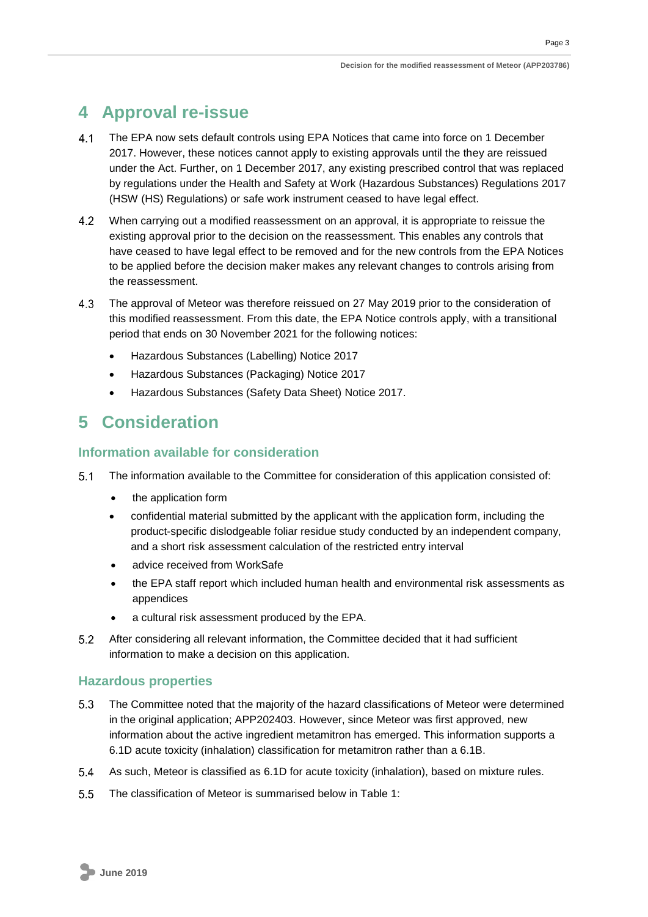# 4 Approval re-issue

4.1 The EPA now sets default controls using EPA Notices that came into force on 1 December 2017. However, these notices cannot apply to existing approvals until the they are reissued under the Act. Further, on 1 December 2017, any existing prescribed control that was replaced by regulations under the Health and Safety at Work (Hazardous Substances) Regulations 2017 (HSW (HS) Regulations) or safe work instrument ceased to have legal effect.

4.2 When carrying out a modified reassessment on an approval, it is appropriate to reissue the existing approval prior to the decision on the reassessment. This enables any controls that have ceased to have legal effect to be removed and for the new controls from the EPA Notices to be applied before the decision maker makes any relevant changes to controls arising from the reassessment.

4.3 The approval of Meteor was therefore reissued on 27 May 2019 prior to the consideration of this modified reassessment. From this date, the EPA Notice controls apply, with a transitional period that ends on 30 November 2021 for the following notices:

- Hazardous Substances (Labelling) Notice 2017
- Hazardous Substances (Packaging) Notice 2017
- Hazardous Substances (Safety Data Sheet) Notice 2017.

# 5 Consideration

## Information available for consideration

5.1 The information available to the Committee for consideration of this application consisted of:

- the application form
- confidential material submitted by the applicant with the application form, including the product-specific dislodgeable foliar residue study conducted by an independent company, and a short risk assessment calculation of the restricted entry interval
- advice received from WorkSafe
- the EPA staff report which included human health and environmental risk assessments as appendices
- a cultural risk assessment produced by the EPA.

5.2 After considering all relevant information, the Committee decided that it had sufficient information to make a decision on this application.

## Hazardous properties

5.3 The Committee noted that the majority of the hazard classifications of Meteor were determined in the original application; APP202403. However, since Meteor was first approved, new information about the active ingredient metamitron has emerged. This information supports a 6.1D acute toxicity (inhalation) classification for metamitron rather than a 6.1B.

5.4 As such, Meteor is classified as 6.1D for acute toxicity (inhalation), based on mixture rules.

5.5 The classification of Meteor is summarised below in Table 1: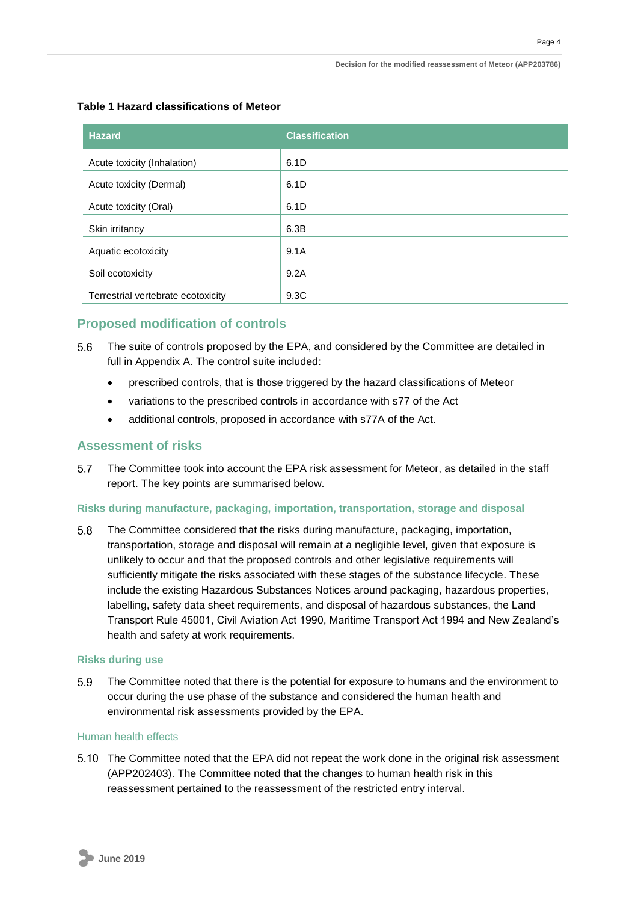**Table 1 Hazard classifications of Meteor**

| Hazard | Classification |
|---|---|
| Acute toxicity (Inhalation) | 6.1D |
| Acute toxicity (Dermal) | 6.1D |
| Acute toxicity (Oral) | 6.1D |
| Skin irritancy | 6.3B |
| Aquatic ecotoxicity | 9.1A |
| Soil ecotoxicity | 9.2A |
| Terrestrial vertebrate ecotoxicity | 9.3C |

## Proposed modification of controls

5.6 The suite of controls proposed by the EPA, and considered by the Committee are detailed in full in Appendix A. The control suite included:

- prescribed controls, that is those triggered by the hazard classifications of Meteor
- variations to the prescribed controls in accordance with s77 of the Act
- additional controls, proposed in accordance with s77A of the Act.

## Assessment of risks

5.7 The Committee took into account the EPA risk assessment for Meteor, as detailed in the staff report. The key points are summarised below.

### Risks during manufacture, packaging, importation, transportation, storage and disposal

5.8 The Committee considered that the risks during manufacture, packaging, importation, transportation, storage and disposal will remain at a negligible level, given that exposure is unlikely to occur and that the proposed controls and other legislative requirements will sufficiently mitigate the risks associated with these stages of the substance lifecycle. These include the existing Hazardous Substances Notices around packaging, hazardous properties, labelling, safety data sheet requirements, and disposal of hazardous substances, the Land Transport Rule 45001, Civil Aviation Act 1990, Maritime Transport Act 1994 and New Zealand's health and safety at work requirements.

### Risks during use

5.9 The Committee noted that there is the potential for exposure to humans and the environment to occur during the use phase of the substance and considered the human health and environmental risk assessments provided by the EPA.

#### Human health effects

5.10 The Committee noted that the EPA did not repeat the work done in the original risk assessment (APP202403). The Committee noted that the changes to human health risk in this reassessment pertained to the reassessment of the restricted entry interval.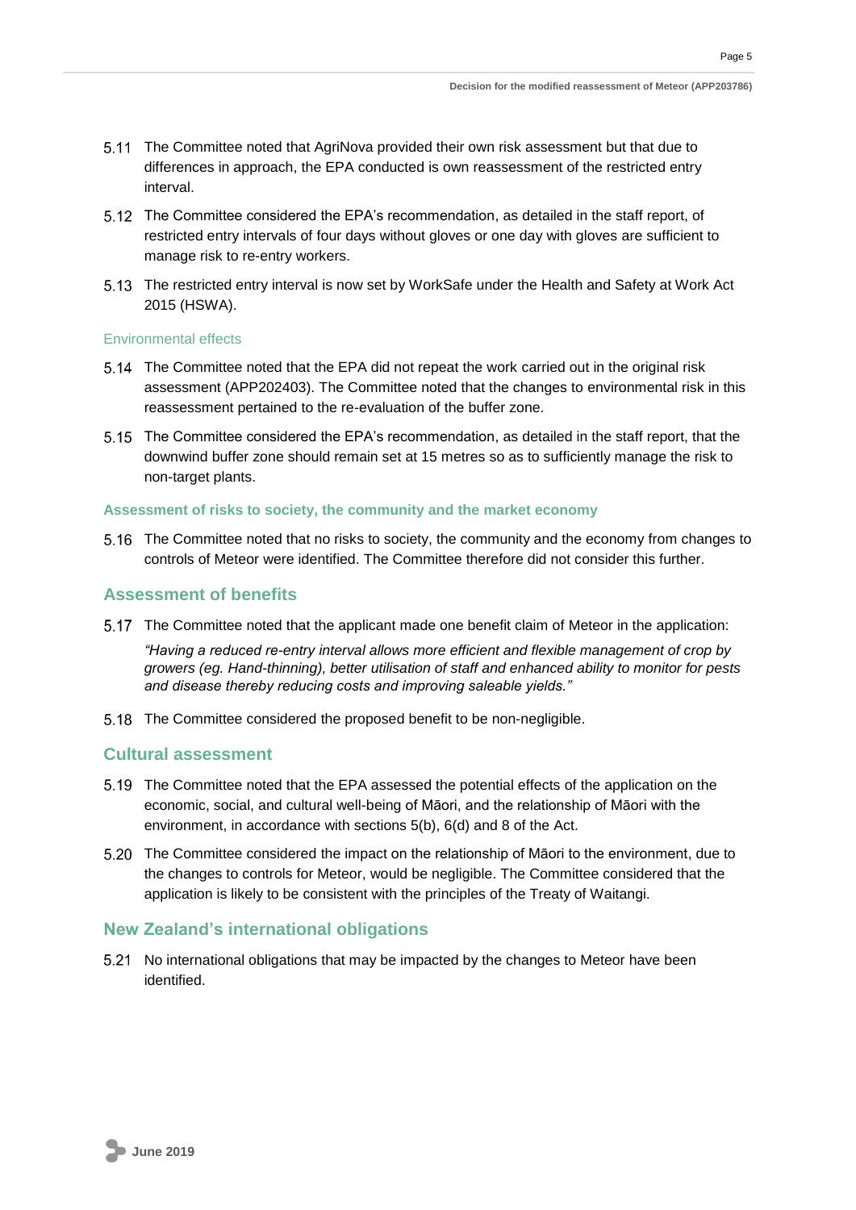5.11 The Committee noted that AgriNova provided their own risk assessment but that due to differences in approach, the EPA conducted is own reassessment of the restricted entry interval.

5.12 The Committee considered the EPA's recommendation, as detailed in the staff report, of restricted entry intervals of four days without gloves or one day with gloves are sufficient to manage risk to re-entry workers.

5.13 The restricted entry interval is now set by WorkSafe under the Health and Safety at Work Act 2015 (HSWA).

#### Environmental effects

5.14 The Committee noted that the EPA did not repeat the work carried out in the original risk assessment (APP202403). The Committee noted that the changes to environmental risk in this reassessment pertained to the re-evaluation of the buffer zone.

5.15 The Committee considered the EPA's recommendation, as detailed in the staff report, that the downwind buffer zone should remain set at 15 metres so as to sufficiently manage the risk to non-target plants.

### Assessment of risks to society, the community and the market economy

5.16 The Committee noted that no risks to society, the community and the economy from changes to controls of Meteor were identified. The Committee therefore did not consider this further.

## Assessment of benefits

5.17 The Committee noted that the applicant made one benefit claim of Meteor in the application:

*"Having a reduced re-entry interval allows more efficient and flexible management of crop by growers (eg. Hand-thinning), better utilisation of staff and enhanced ability to monitor for pests and disease thereby reducing costs and improving saleable yields."*

5.18 The Committee considered the proposed benefit to be non-negligible.

## Cultural assessment

5.19 The Committee noted that the EPA assessed the potential effects of the application on the economic, social, and cultural well-being of Māori, and the relationship of Māori with the environment, in accordance with sections 5(b), 6(d) and 8 of the Act.

5.20 The Committee considered the impact on the relationship of Māori to the environment, due to the changes to controls for Meteor, would be negligible. The Committee considered that the application is likely to be consistent with the principles of the Treaty of Waitangi.

## New Zealand's international obligations

5.21 No international obligations that may be impacted by the changes to Meteor have been identified.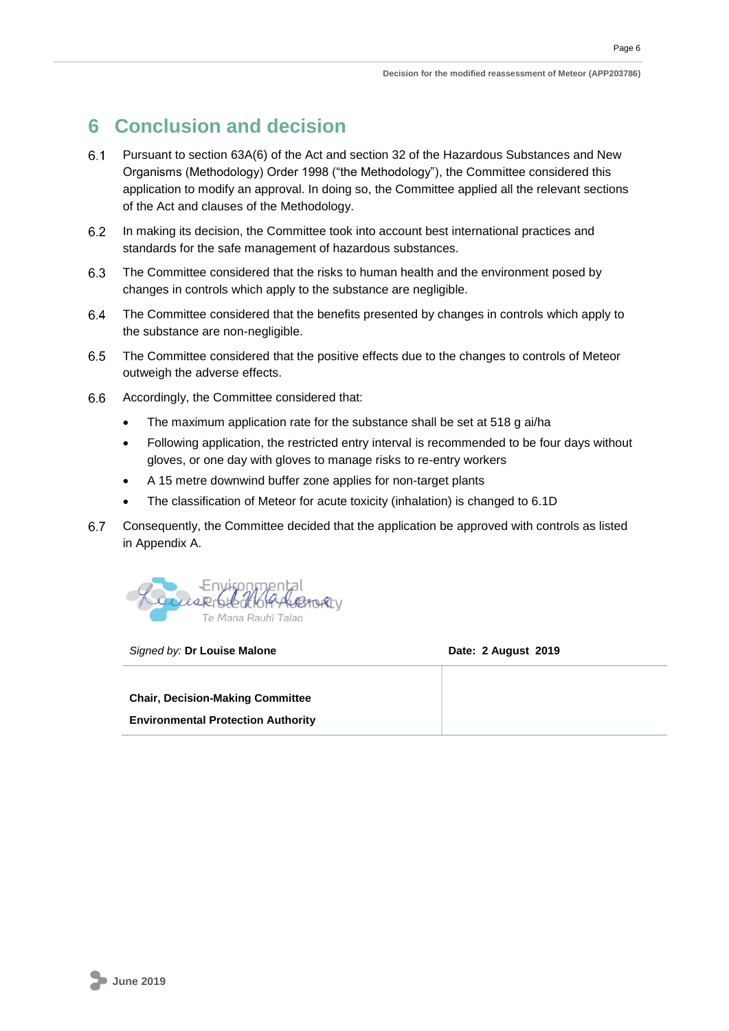# 6 Conclusion and decision

6.1 Pursuant to section 63A(6) of the Act and section 32 of the Hazardous Substances and New Organisms (Methodology) Order 1998 ("the Methodology"), the Committee considered this application to modify an approval. In doing so, the Committee applied all the relevant sections of the Act and clauses of the Methodology.

6.2 In making its decision, the Committee took into account best international practices and standards for the safe management of hazardous substances.

6.3 The Committee considered that the risks to human health and the environment posed by changes in controls which apply to the substance are negligible.

6.4 The Committee considered that the benefits presented by changes in controls which apply to the substance are non-negligible.

6.5 The Committee considered that the positive effects due to the changes to controls of Meteor outweigh the adverse effects.

6.6 Accordingly, the Committee considered that:

- The maximum application rate for the substance shall be set at 518 g ai/ha
- Following application, the restricted entry interval is recommended to be four days without gloves, or one day with gloves to manage risks to re-entry workers
- A 15 metre downwind buffer zone applies for non-target plants
- The classification of Meteor for acute toxicity (inhalation) is changed to 6.1D

6.7 Consequently, the Committee decided that the application be approved with controls as listed in Appendix A.

| *Signed by:* **Dr Louise Malone** | **Date: 2 August 2019** |
|---|---|
| **Chair, Decision-Making Committee**<br>**Environmental Protection Authority** | |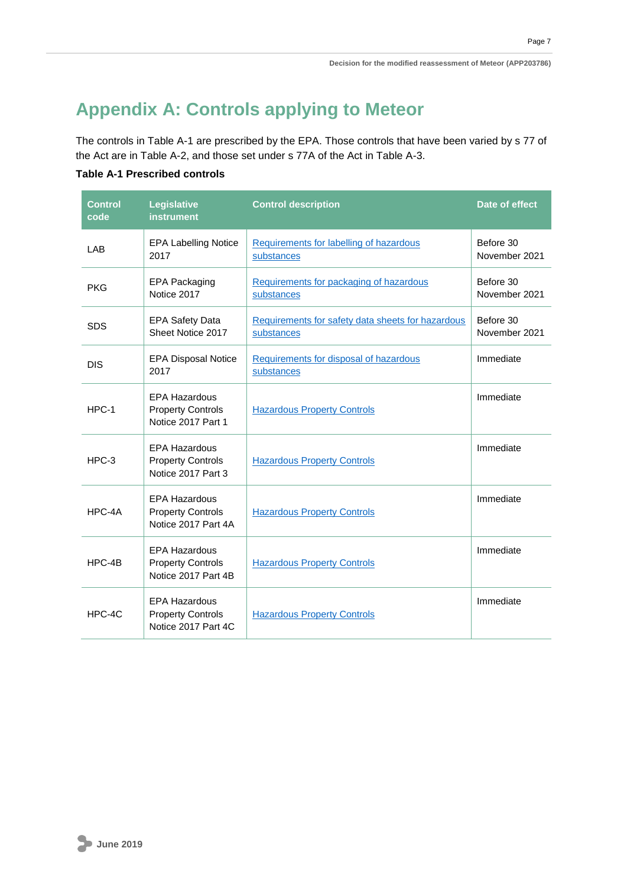# Appendix A: Controls applying to Meteor

The controls in Table A-1 are prescribed by the EPA. Those controls that have been varied by s 77 of the Act are in Table A-2, and those set under s 77A of the Act in Table A-3.

**Table A-1 Prescribed controls**

| Control code | Legislative instrument | Control description | Date of effect |
|---|---|---|---|
| LAB | EPA Labelling Notice 2017 | Requirements for labelling of hazardous substances | Before 30 November 2021 |
| PKG | EPA Packaging Notice 2017 | Requirements for packaging of hazardous substances | Before 30 November 2021 |
| SDS | EPA Safety Data Sheet Notice 2017 | Requirements for safety data sheets for hazardous substances | Before 30 November 2021 |
| DIS | EPA Disposal Notice 2017 | Requirements for disposal of hazardous substances | Immediate |
| HPC-1 | EPA Hazardous Property Controls Notice 2017 Part 1 | Hazardous Property Controls | Immediate |
| HPC-3 | EPA Hazardous Property Controls Notice 2017 Part 3 | Hazardous Property Controls | Immediate |
| HPC-4A | EPA Hazardous Property Controls Notice 2017 Part 4A | Hazardous Property Controls | Immediate |
| HPC-4B | EPA Hazardous Property Controls Notice 2017 Part 4B | Hazardous Property Controls | Immediate |
| HPC-4C | EPA Hazardous Property Controls Notice 2017 Part 4C | Hazardous Property Controls | Immediate |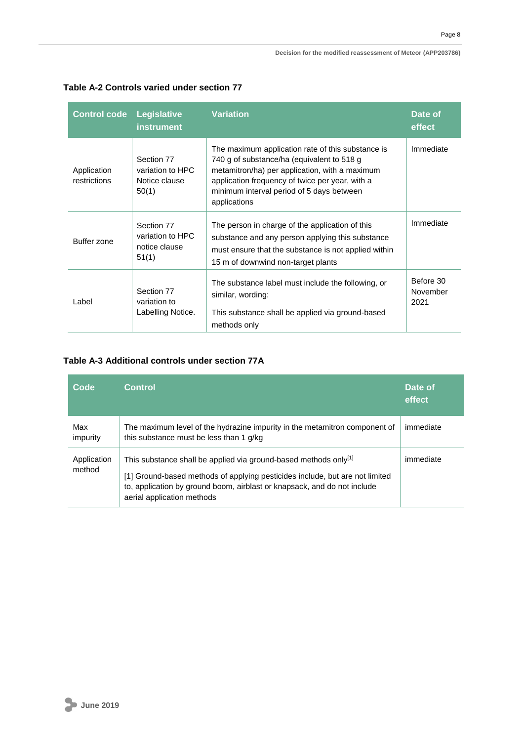### Table A-2 Controls varied under section 77

| Control code | Legislative instrument | Variation | Date of effect |
|---|---|---|---|
| Application restrictions | Section 77 variation to HPC Notice clause 50(1) | The maximum application rate of this substance is 740 g of substance/ha (equivalent to 518 g metamitron/ha) per application, with a maximum application frequency of twice per year, with a minimum interval period of 5 days between applications | Immediate |
| Buffer zone | Section 77 variation to HPC notice clause 51(1) | The person in charge of the application of this substance and any person applying this substance must ensure that the substance is not applied within 15 m of downwind non-target plants | Immediate |
| Label | Section 77 variation to Labelling Notice. | The substance label must include the following, or similar, wording: This substance shall be applied via ground-based methods only | Before 30 November 2021 |

### Table A-3 Additional controls under section 77A

| Code | Control | Date of effect |
|---|---|---|
| Max impurity | The maximum level of the hydrazine impurity in the metamitron component of this substance must be less than 1 g/kg | immediate |
| Application method | This substance shall be applied via ground-based methods only[1] [1] Ground-based methods of applying pesticides include, but are not limited to, application by ground boom, airblast or knapsack, and do not include aerial application methods | immediate |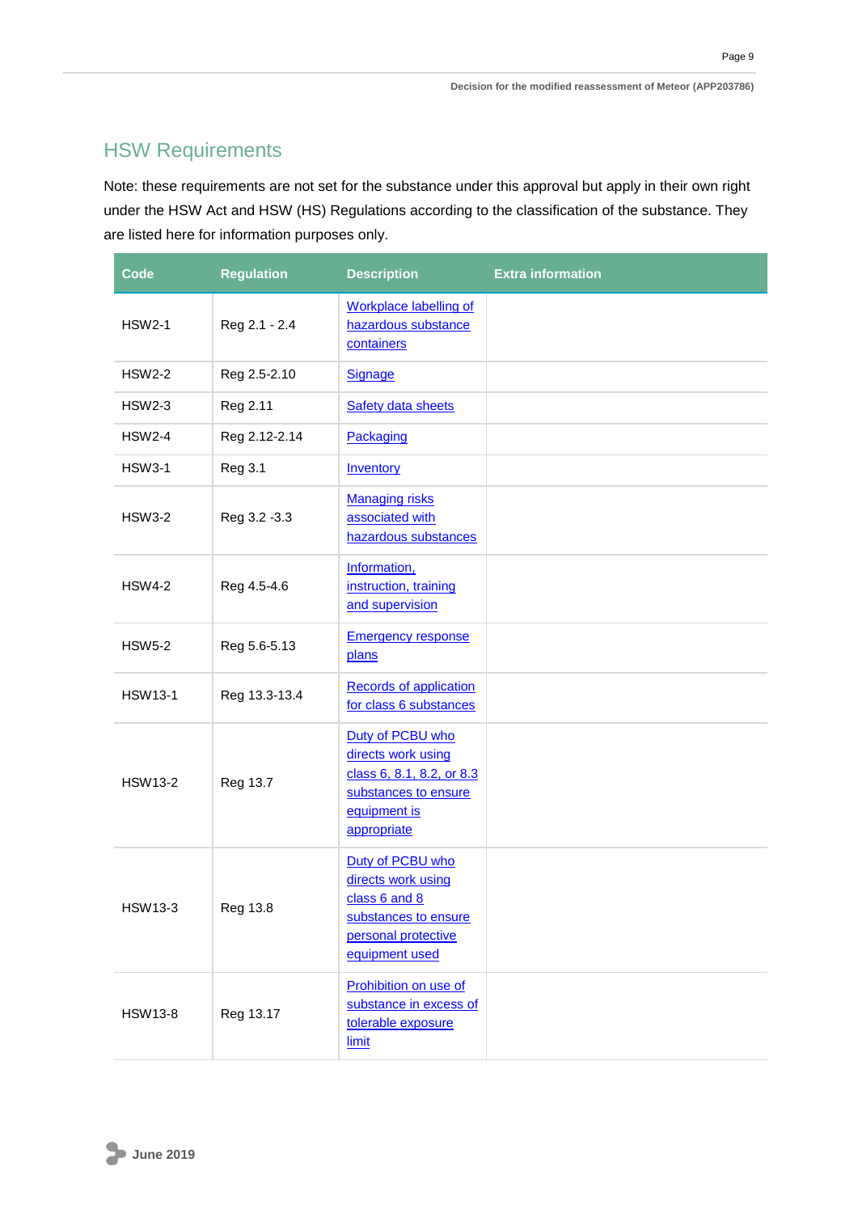## HSW Requirements

Note: these requirements are not set for the substance under this approval but apply in their own right under the HSW Act and HSW (HS) Regulations according to the classification of the substance. They are listed here for information purposes only.

| Code | Regulation | Description | Extra information |
|---|---|---|---|
| HSW2-1 | Reg 2.1 - 2.4 | Workplace labelling of hazardous substance containers | |
| HSW2-2 | Reg 2.5-2.10 | Signage | |
| HSW2-3 | Reg 2.11 | Safety data sheets | |
| HSW2-4 | Reg 2.12-2.14 | Packaging | |
| HSW3-1 | Reg 3.1 | Inventory | |
| HSW3-2 | Reg 3.2 -3.3 | Managing risks associated with hazardous substances | |
| HSW4-2 | Reg 4.5-4.6 | Information, instruction, training and supervision | |
| HSW5-2 | Reg 5.6-5.13 | Emergency response plans | |
| HSW13-1 | Reg 13.3-13.4 | Records of application for class 6 substances | |
| HSW13-2 | Reg 13.7 | Duty of PCBU who directs work using class 6, 8.1, 8.2, or 8.3 substances to ensure equipment is appropriate | |
| HSW13-3 | Reg 13.8 | Duty of PCBU who directs work using class 6 and 8 substances to ensure personal protective equipment used | |
| HSW13-8 | Reg 13.17 | Prohibition on use of substance in excess of tolerable exposure limit | |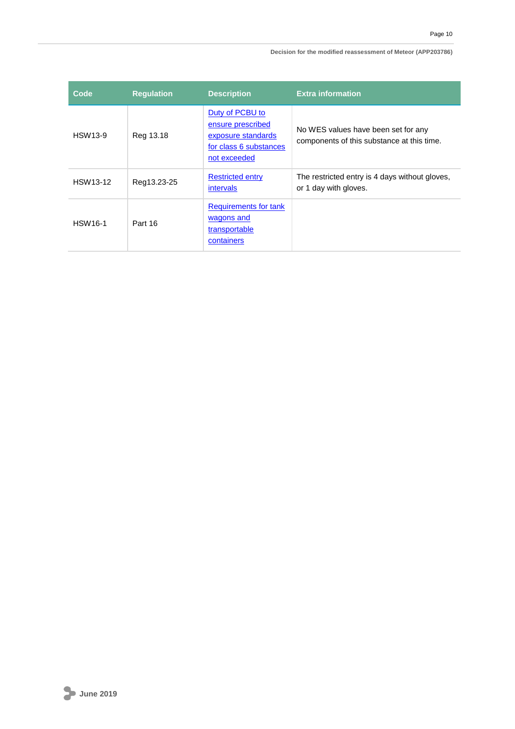| Code | Regulation | Description | Extra information |
|---|---|---|---|
| HSW13-9 | Reg 13.18 | Duty of PCBU to ensure prescribed exposure standards for class 6 substances not exceeded | No WES values have been set for any components of this substance at this time. |
| HSW13-12 | Reg13.23-25 | Restricted entry intervals | The restricted entry is 4 days without gloves, or 1 day with gloves. |
| HSW16-1 | Part 16 | Requirements for tank wagons and transportable containers | |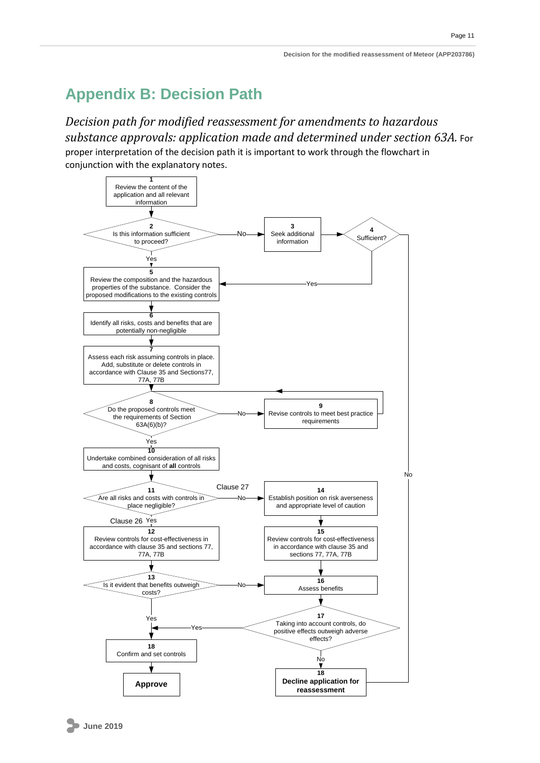# Appendix B: Decision Path

*Decision path for modified reassessment for amendments to hazardous substance approvals: application made and determined under section 63A.* For proper interpretation of the decision path it is important to work through the flowchart in conjunction with the explanatory notes.

**1** Review the content of the application and all relevant information

**2** Is this information sufficient to proceed?
- No → **3** Seek additional information → **4** Sufficient?
  - Yes → 5
  - No → 18 Decline application for reassessment
- Yes → 5

**5** Review the composition and the hazardous properties of the substance. Consider the proposed modifications to the existing controls

**6** Identify all risks, costs and benefits that are potentially non-negligible

**7** Assess each risk assuming controls in place. Add, substitute or delete controls in accordance with Clause 35 and Sections77, 77A, 77B

**8** Do the proposed controls meet the requirements of Section 63A(6)(b)?
- No → **9** Revise controls to meet best practice requirements → 8
- Yes → 10

**10** Undertake combined consideration of all risks and costs, cognisant of **all** controls

**11** Are all risks and costs with controls in place negligible?
- No (Clause 27) → **14** Establish position on risk averseness and appropriate level of caution → **15** Review controls for cost-effectiveness in accordance with clause 35 and sections 77, 77A, 77B → 16
- Yes (Clause 26) → 12

**12** Review controls for cost-effectiveness in accordance with clause 35 and sections 77, 77A, 77B

**13** Is it evident that benefits outweigh costs?
- Yes → 18 Confirm and set controls
- No → 16

**16** Assess benefits

**17** Taking into account controls, do positive effects outweigh adverse effects?
- Yes → 18 Confirm and set controls
- No → 18 Decline application for reassessment

**18** Confirm and set controls → **Approve**

**18** **Decline application for reassessment**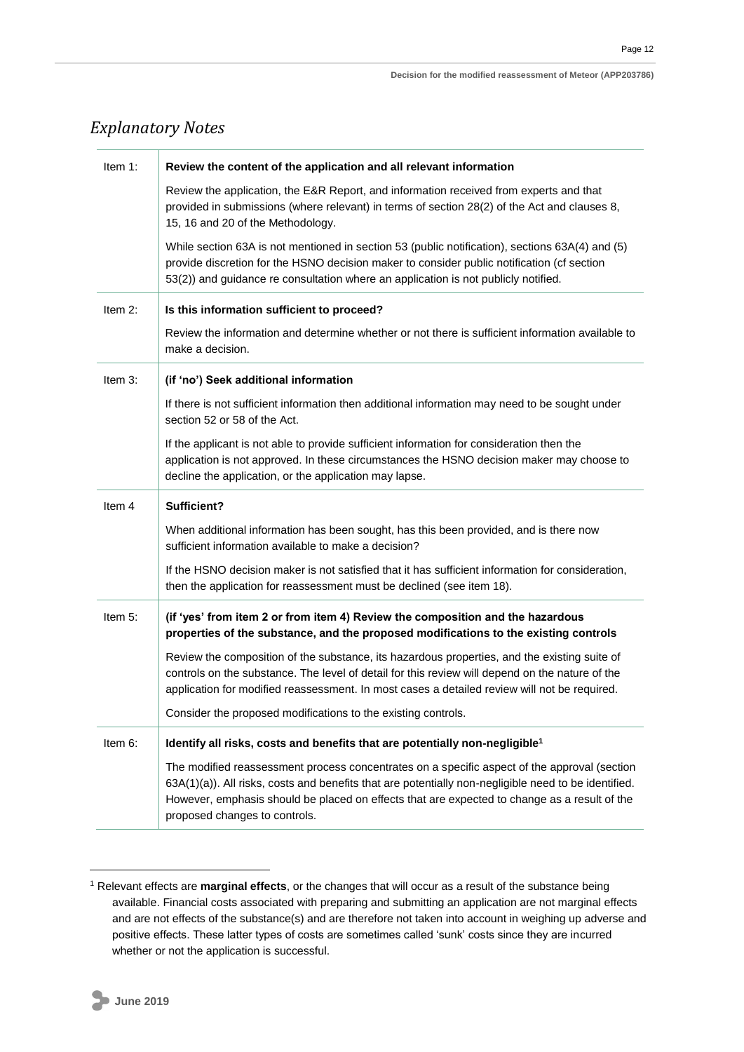## *Explanatory Notes*

| | |
|---|---|
| Item 1: | **Review the content of the application and all relevant information**<br><br>Review the application, the E&R Report, and information received from experts and that provided in submissions (where relevant) in terms of section 28(2) of the Act and clauses 8, 15, 16 and 20 of the Methodology.<br><br>While section 63A is not mentioned in section 53 (public notification), sections 63A(4) and (5) provide discretion for the HSNO decision maker to consider public notification (cf section 53(2)) and guidance re consultation where an application is not publicly notified. |
| Item 2: | **Is this information sufficient to proceed?**<br><br>Review the information and determine whether or not there is sufficient information available to make a decision. |
| Item 3: | **(if 'no') Seek additional information**<br><br>If there is not sufficient information then additional information may need to be sought under section 52 or 58 of the Act.<br><br>If the applicant is not able to provide sufficient information for consideration then the application is not approved. In these circumstances the HSNO decision maker may choose to decline the application, or the application may lapse. |
| Item 4 | **Sufficient?**<br><br>When additional information has been sought, has this been provided, and is there now sufficient information available to make a decision?<br><br>If the HSNO decision maker is not satisfied that it has sufficient information for consideration, then the application for reassessment must be declined (see item 18). |
| Item 5: | **(if 'yes' from item 2 or from item 4) Review the composition and the hazardous properties of the substance, and the proposed modifications to the existing controls**<br><br>Review the composition of the substance, its hazardous properties, and the existing suite of controls on the substance. The level of detail for this review will depend on the nature of the application for modified reassessment. In most cases a detailed review will not be required.<br><br>Consider the proposed modifications to the existing controls. |
| Item 6: | **Identify all risks, costs and benefits that are potentially non-negligible[1]**<br><br>The modified reassessment process concentrates on a specific aspect of the approval (section 63A(1)(a)). All risks, costs and benefits that are potentially non-negligible need to be identified. However, emphasis should be placed on effects that are expected to change as a result of the proposed changes to controls. |

[1] Relevant effects are **marginal effects**, or the changes that will occur as a result of the substance being available. Financial costs associated with preparing and submitting an application are not marginal effects and are not effects of the substance(s) and are therefore not taken into account in weighing up adverse and positive effects. These latter types of costs are sometimes called 'sunk' costs since they are incurred whether or not the application is successful.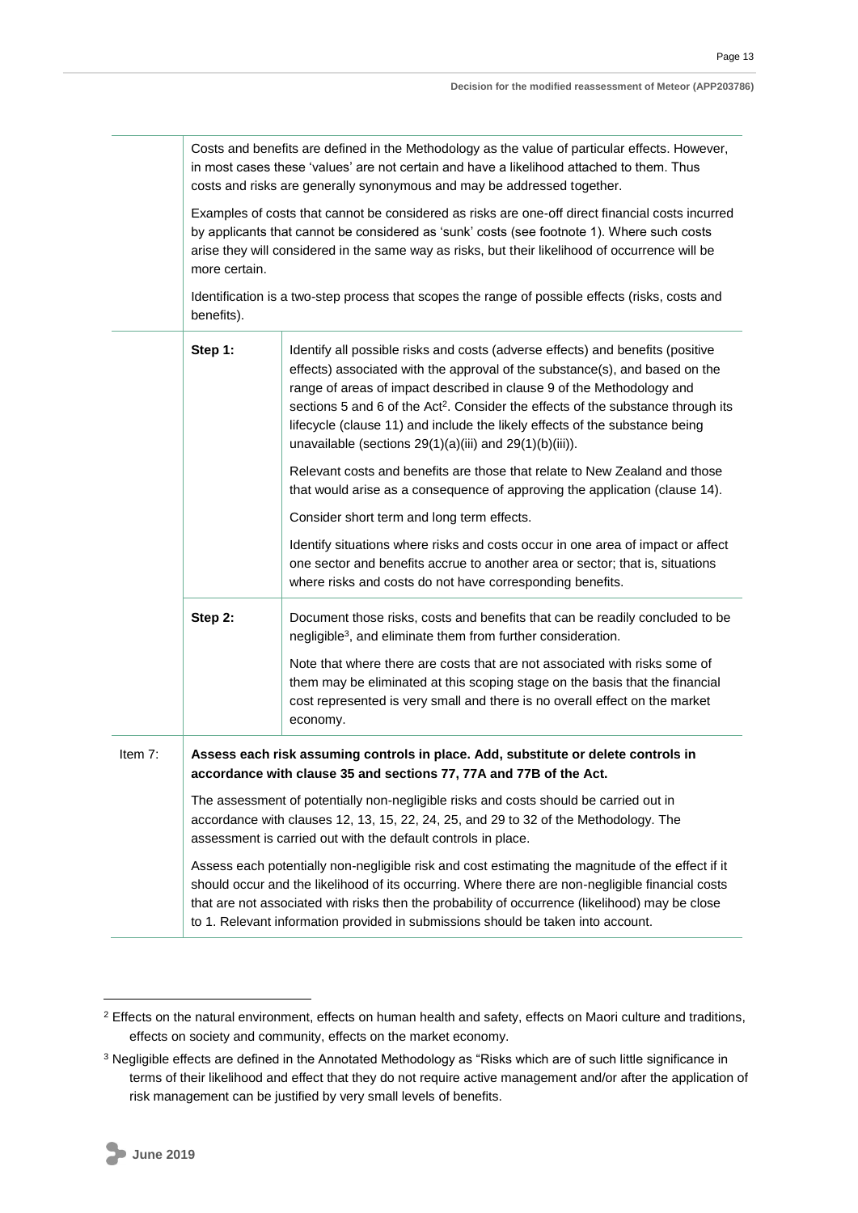| | | |
|---|---|---|
| | Costs and benefits are defined in the Methodology as the value of particular effects. However, in most cases these 'values' are not certain and have a likelihood attached to them. Thus costs and risks are generally synonymous and may be addressed together.<br><br>Examples of costs that cannot be considered as risks are one-off direct financial costs incurred by applicants that cannot be considered as 'sunk' costs (see footnote 1). Where such costs arise they will considered in the same way as risks, but their likelihood of occurrence will be more certain.<br><br>Identification is a two-step process that scopes the range of possible effects (risks, costs and benefits). | |
| | **Step 1:** | Identify all possible risks and costs (adverse effects) and benefits (positive effects) associated with the approval of the substance(s), and based on the range of areas of impact described in clause 9 of the Methodology and sections 5 and 6 of the Act[2]. Consider the effects of the substance through its lifecycle (clause 11) and include the likely effects of the substance being unavailable (sections 29(1)(a)(iii) and 29(1)(b)(iii)).<br><br>Relevant costs and benefits are those that relate to New Zealand and those that would arise as a consequence of approving the application (clause 14).<br><br>Consider short term and long term effects.<br><br>Identify situations where risks and costs occur in one area of impact or affect one sector and benefits accrue to another area or sector; that is, situations where risks and costs do not have corresponding benefits. |
| | **Step 2:** | Document those risks, costs and benefits that can be readily concluded to be negligible[3], and eliminate them from further consideration.<br><br>Note that where there are costs that are not associated with risks some of them may be eliminated at this scoping stage on the basis that the financial cost represented is very small and there is no overall effect on the market economy. |
| Item 7: | **Assess each risk assuming controls in place. Add, substitute or delete controls in accordance with clause 35 and sections 77, 77A and 77B of the Act.**<br><br>The assessment of potentially non-negligible risks and costs should be carried out in accordance with clauses 12, 13, 15, 22, 24, 25, and 29 to 32 of the Methodology. The assessment is carried out with the default controls in place.<br><br>Assess each potentially non-negligible risk and cost estimating the magnitude of the effect if it should occur and the likelihood of its occurring. Where there are non-negligible financial costs that are not associated with risks then the probability of occurrence (likelihood) may be close to 1. Relevant information provided in submissions should be taken into account. | |

[2] Effects on the natural environment, effects on human health and safety, effects on Maori culture and traditions, effects on society and community, effects on the market economy.

[3] Negligible effects are defined in the Annotated Methodology as "Risks which are of such little significance in terms of their likelihood and effect that they do not require active management and/or after the application of risk management can be justified by very small levels of benefits.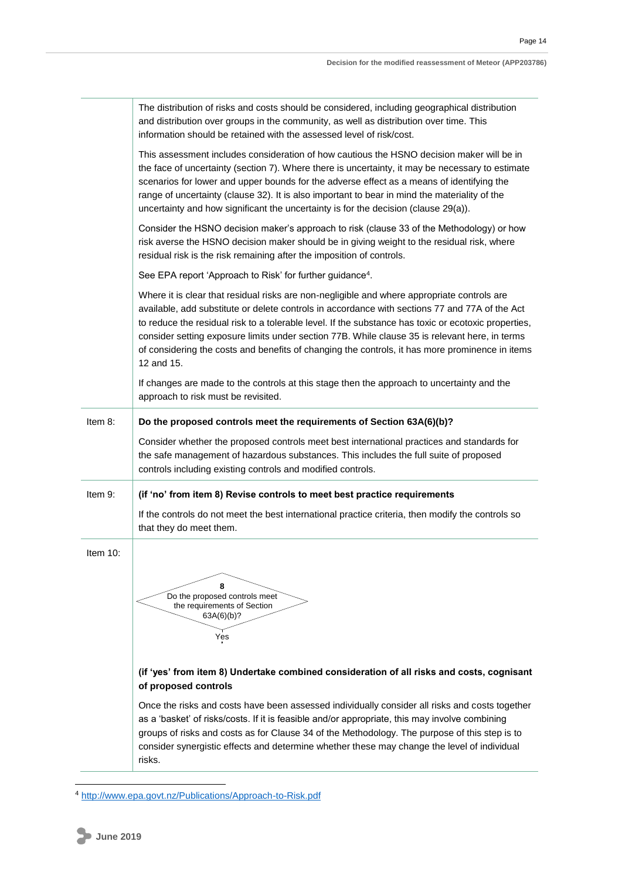| | |
|---|---|
| | The distribution of risks and costs should be considered, including geographical distribution and distribution over groups in the community, as well as distribution over time. This information should be retained with the assessed level of risk/cost.<br><br>This assessment includes consideration of how cautious the HSNO decision maker will be in the face of uncertainty (section 7). Where there is uncertainty, it may be necessary to estimate scenarios for lower and upper bounds for the adverse effect as a means of identifying the range of uncertainty (clause 32). It is also important to bear in mind the materiality of the uncertainty and how significant the uncertainty is for the decision (clause 29(a)).<br><br>Consider the HSNO decision maker's approach to risk (clause 33 of the Methodology) or how risk averse the HSNO decision maker should be in giving weight to the residual risk, where residual risk is the risk remaining after the imposition of controls.<br><br>See EPA report 'Approach to Risk' for further guidance[4].<br><br>Where it is clear that residual risks are non-negligible and where appropriate controls are available, add substitute or delete controls in accordance with sections 77 and 77A of the Act to reduce the residual risk to a tolerable level. If the substance has toxic or ecotoxic properties, consider setting exposure limits under section 77B. While clause 35 is relevant here, in terms of considering the costs and benefits of changing the controls, it has more prominence in items 12 and 15.<br><br>If changes are made to the controls at this stage then the approach to uncertainty and the approach to risk must be revisited. |
| Item 8: | **Do the proposed controls meet the requirements of Section 63A(6)(b)?**<br><br>Consider whether the proposed controls meet best international practices and standards for the safe management of hazardous substances. This includes the full suite of proposed controls including existing controls and modified controls. |
| Item 9: | **(if 'no' from item 8) Revise controls to meet best practice requirements**<br><br>If the controls do not meet the best international practice criteria, then modify the controls so that they do meet them. |
| Item 10: | **8** Do the proposed controls meet the requirements of Section 63A(6)(b)? → Yes<br><br>**(if 'yes' from item 8) Undertake combined consideration of all risks and costs, cognisant of proposed controls**<br><br>Once the risks and costs have been assessed individually consider all risks and costs together as a 'basket' of risks/costs. If it is feasible and/or appropriate, this may involve combining groups of risks and costs as for Clause 34 of the Methodology. The purpose of this step is to consider synergistic effects and determine whether these may change the level of individual risks. |

[4] http://www.epa.govt.nz/Publications/Approach-to-Risk.pdf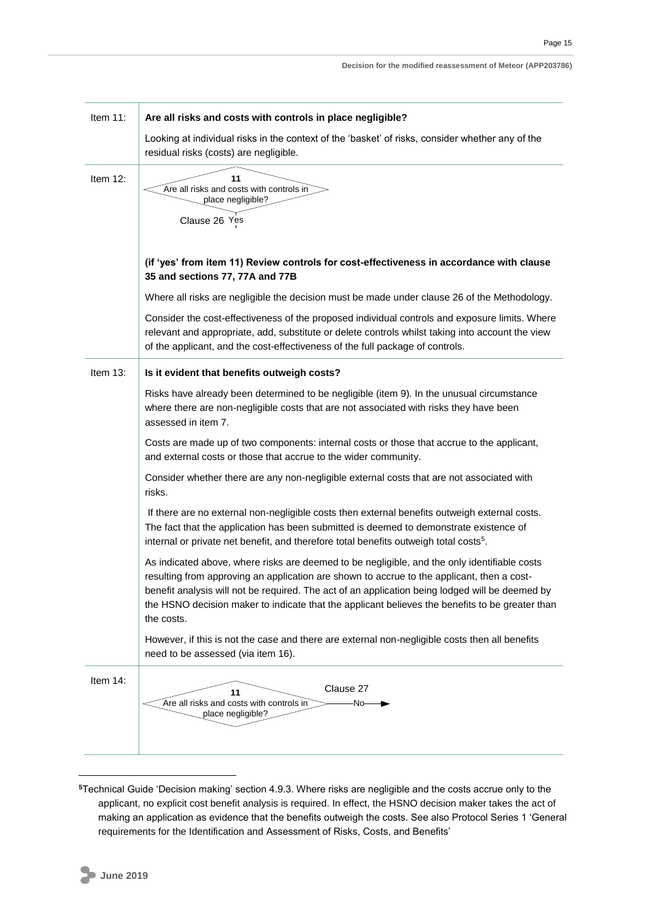| | |
|---|---|
| Item 11: | **Are all risks and costs with controls in place negligible?**<br><br>Looking at individual risks in the context of the 'basket' of risks, consider whether any of the residual risks (costs) are negligible. |
| Item 12: | **11**<br>Are all risks and costs with controls in place negligible?<br>Clause 26 Yes<br><br>**(if 'yes' from item 11) Review controls for cost-effectiveness in accordance with clause 35 and sections 77, 77A and 77B**<br><br>Where all risks are negligible the decision must be made under clause 26 of the Methodology.<br><br>Consider the cost-effectiveness of the proposed individual controls and exposure limits. Where relevant and appropriate, add, substitute or delete controls whilst taking into account the view of the applicant, and the cost-effectiveness of the full package of controls. |
| Item 13: | **Is it evident that benefits outweigh costs?**<br><br>Risks have already been determined to be negligible (item 9). In the unusual circumstance where there are non-negligible costs that are not associated with risks they have been assessed in item 7.<br><br>Costs are made up of two components: internal costs or those that accrue to the applicant, and external costs or those that accrue to the wider community.<br><br>Consider whether there are any non-negligible external costs that are not associated with risks.<br><br>If there are no external non-negligible costs then external benefits outweigh external costs. The fact that the application has been submitted is deemed to demonstrate existence of internal or private net benefit, and therefore total benefits outweigh total costs[5].<br><br>As indicated above, where risks are deemed to be negligible, and the only identifiable costs resulting from approving an application are shown to accrue to the applicant, then a cost-benefit analysis will not be required. The act of an application being lodged will be deemed by the HSNO decision maker to indicate that the applicant believes the benefits to be greater than the costs.<br><br>However, if this is not the case and there are external non-negligible costs then all benefits need to be assessed (via item 16). |
| Item 14: | **11**<br>Are all risks and costs with controls in place negligible?<br>Clause 27<br>No → |

[5] Technical Guide 'Decision making' section 4.9.3. Where risks are negligible and the costs accrue only to the applicant, no explicit cost benefit analysis is required. In effect, the HSNO decision maker takes the act of making an application as evidence that the benefits outweigh the costs. See also Protocol Series 1 'General requirements for the Identification and Assessment of Risks, Costs, and Benefits'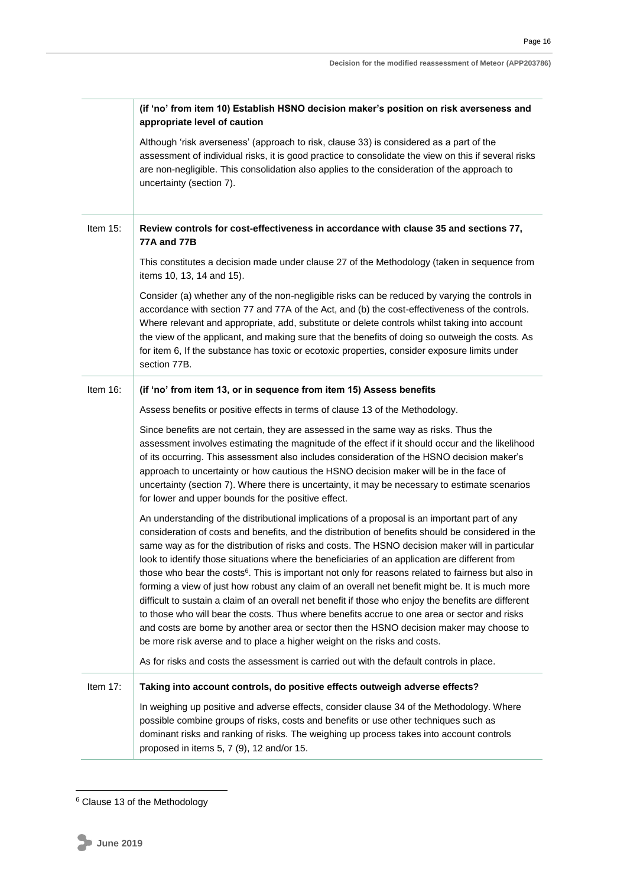| | |
|---|---|
| | **(if 'no' from item 10) Establish HSNO decision maker's position on risk averseness and appropriate level of caution**<br><br>Although 'risk averseness' (approach to risk, clause 33) is considered as a part of the assessment of individual risks, it is good practice to consolidate the view on this if several risks are non-negligible. This consolidation also applies to the consideration of the approach to uncertainty (section 7). |
| Item 15: | **Review controls for cost-effectiveness in accordance with clause 35 and sections 77, 77A and 77B**<br><br>This constitutes a decision made under clause 27 of the Methodology (taken in sequence from items 10, 13, 14 and 15).<br><br>Consider (a) whether any of the non-negligible risks can be reduced by varying the controls in accordance with section 77 and 77A of the Act, and (b) the cost-effectiveness of the controls. Where relevant and appropriate, add, substitute or delete controls whilst taking into account the view of the applicant, and making sure that the benefits of doing so outweigh the costs. As for item 6, If the substance has toxic or ecotoxic properties, consider exposure limits under section 77B. |
| Item 16: | **(if 'no' from item 13, or in sequence from item 15) Assess benefits**<br><br>Assess benefits or positive effects in terms of clause 13 of the Methodology.<br><br>Since benefits are not certain, they are assessed in the same way as risks. Thus the assessment involves estimating the magnitude of the effect if it should occur and the likelihood of its occurring. This assessment also includes consideration of the HSNO decision maker's approach to uncertainty or how cautious the HSNO decision maker will be in the face of uncertainty (section 7). Where there is uncertainty, it may be necessary to estimate scenarios for lower and upper bounds for the positive effect.<br><br>An understanding of the distributional implications of a proposal is an important part of any consideration of costs and benefits, and the distribution of benefits should be considered in the same way as for the distribution of risks and costs. The HSNO decision maker will in particular look to identify those situations where the beneficiaries of an application are different from those who bear the costs[6]. This is important not only for reasons related to fairness but also in forming a view of just how robust any claim of an overall net benefit might be. It is much more difficult to sustain a claim of an overall net benefit if those who enjoy the benefits are different to those who will bear the costs. Thus where benefits accrue to one area or sector and risks and costs are borne by another area or sector then the HSNO decision maker may choose to be more risk averse and to place a higher weight on the risks and costs.<br><br>As for risks and costs the assessment is carried out with the default controls in place. |
| Item 17: | **Taking into account controls, do positive effects outweigh adverse effects?**<br><br>In weighing up positive and adverse effects, consider clause 34 of the Methodology. Where possible combine groups of risks, costs and benefits or use other techniques such as dominant risks and ranking of risks. The weighing up process takes into account controls proposed in items 5, 7 (9), 12 and/or 15. |

[6] Clause 13 of the Methodology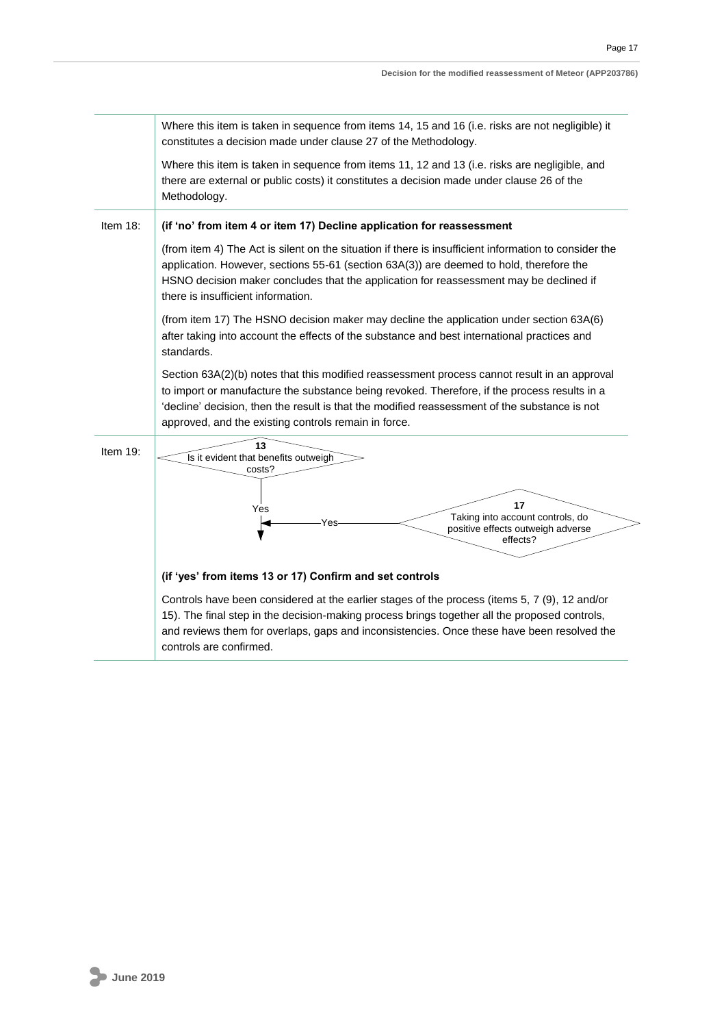| | |
|---|---|
| | Where this item is taken in sequence from items 14, 15 and 16 (i.e. risks are not negligible) it constitutes a decision made under clause 27 of the Methodology.<br><br>Where this item is taken in sequence from items 11, 12 and 13 (i.e. risks are negligible, and there are external or public costs) it constitutes a decision made under clause 26 of the Methodology. |
| Item 18: | **(if 'no' from item 4 or item 17) Decline application for reassessment**<br><br>(from item 4) The Act is silent on the situation if there is insufficient information to consider the application. However, sections 55-61 (section 63A(3)) are deemed to hold, therefore the HSNO decision maker concludes that the application for reassessment may be declined if there is insufficient information.<br><br>(from item 17) The HSNO decision maker may decline the application under section 63A(6) after taking into account the effects of the substance and best international practices and standards.<br><br>Section 63A(2)(b) notes that this modified reassessment process cannot result in an approval to import or manufacture the substance being revoked. Therefore, if the process results in a 'decline' decision, then the result is that the modified reassessment of the substance is not approved, and the existing controls remain in force. |
| Item 19: | 13<br>Is it evident that benefits outweigh costs?<br>Yes<br>17<br>Taking into account controls, do positive effects outweigh adverse effects?<br>Yes<br><br>**(if 'yes' from items 13 or 17) Confirm and set controls**<br><br>Controls have been considered at the earlier stages of the process (items 5, 7 (9), 12 and/or 15). The final step in the decision-making process brings together all the proposed controls, and reviews them for overlaps, gaps and inconsistencies. Once these have been resolved the controls are confirmed. |